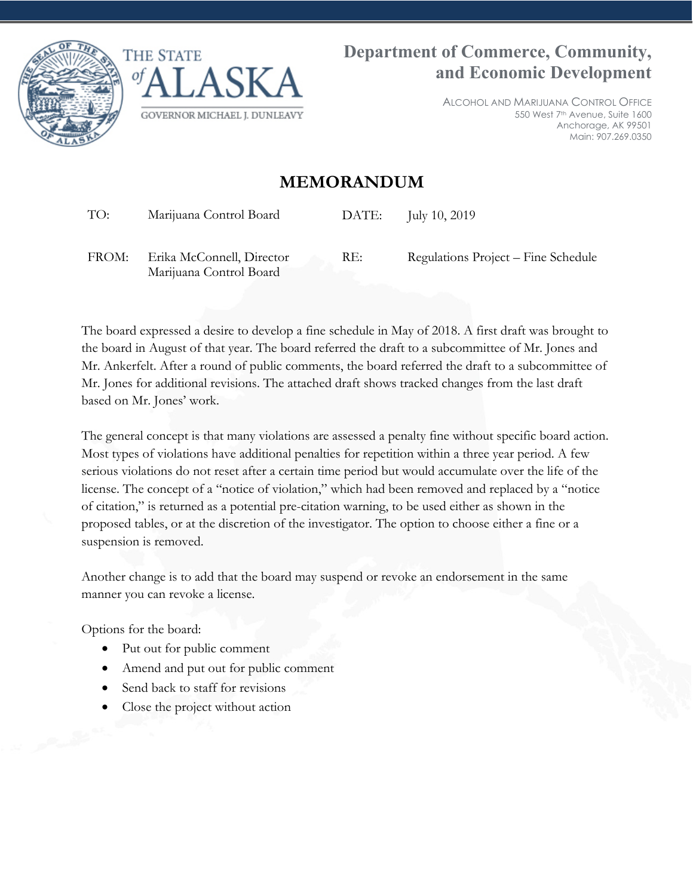THE STATE *of* ALASKA

GOVERNOR MICHAEL J. DUNLEAVY

**Department of Commerce, Community, and Economic Development**

ALCOHOL AND MARIJUANA CONTROL OFFICE
550 West 7th Avenue, Suite 1600
Anchorage, AK 99501
Main: 907.269.0350

# MEMORANDUM

| | | | |
|---|---|---|---|
| TO: | Marijuana Control Board | DATE: | July 10, 2019 |
| FROM: | Erika McConnell, Director<br>Marijuana Control Board | RE: | Regulations Project – Fine Schedule |

The board expressed a desire to develop a fine schedule in May of 2018. A first draft was brought to the board in August of that year. The board referred the draft to a subcommittee of Mr. Jones and Mr. Ankerfelt. After a round of public comments, the board referred the draft to a subcommittee of Mr. Jones for additional revisions. The attached draft shows tracked changes from the last draft based on Mr. Jones' work.

The general concept is that many violations are assessed a penalty fine without specific board action. Most types of violations have additional penalties for repetition within a three year period. A few serious violations do not reset after a certain time period but would accumulate over the life of the license. The concept of a "notice of violation," which had been removed and replaced by a "notice of citation," is returned as a potential pre-citation warning, to be used either as shown in the proposed tables, or at the discretion of the investigator. The option to choose either a fine or a suspension is removed.

Another change is to add that the board may suspend or revoke an endorsement in the same manner you can revoke a license.

Options for the board:

- Put out for public comment
- Amend and put out for public comment
- Send back to staff for revisions
- Close the project without action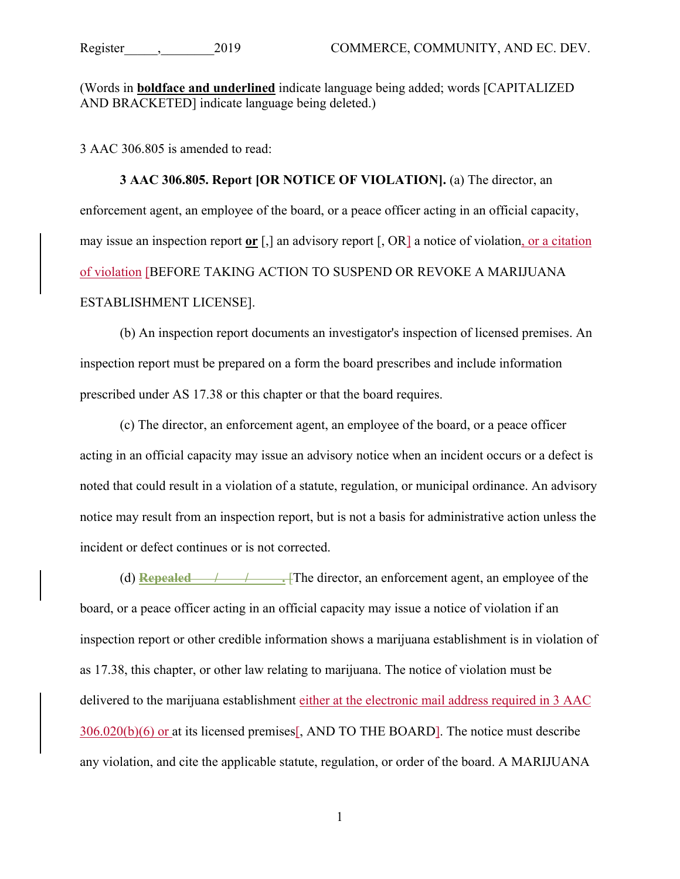(Words in **boldface and underlined** indicate language being added; words [CAPITALIZED AND BRACKETED] indicate language being deleted.)

3 AAC 306.805 is amended to read:

**3 AAC 306.805. Report [OR NOTICE OF VIOLATION].** (a) The director, an enforcement agent, an employee of the board, or a peace officer acting in an official capacity, may issue an inspection report **or** [,] an advisory report [, OR] a notice of violation, or a citation of violation [BEFORE TAKING ACTION TO SUSPEND OR REVOKE A MARIJUANA ESTABLISHMENT LICENSE].

(b) An inspection report documents an investigator's inspection of licensed premises. An inspection report must be prepared on a form the board prescribes and include information prescribed under AS 17.38 or this chapter or that the board requires.

(c) The director, an enforcement agent, an employee of the board, or a peace officer acting in an official capacity may issue an advisory notice when an incident occurs or a defect is noted that could result in a violation of a statute, regulation, or municipal ordinance. An advisory notice may result from an inspection report, but is not a basis for administrative action unless the incident or defect continues or is not corrected.

(d) **Repealed \_\_\_\_/\_\_\_\_/\_\_\_\_\_\_.** [The director, an enforcement agent, an employee of the board, or a peace officer acting in an official capacity may issue a notice of violation if an inspection report or other credible information shows a marijuana establishment is in violation of as 17.38, this chapter, or other law relating to marijuana. The notice of violation must be delivered to the marijuana establishment either at the electronic mail address required in 3 AAC 306.020(b)(6) or at its licensed premises[, AND TO THE BOARD]. The notice must describe any violation, and cite the applicable statute, regulation, or order of the board. A MARIJUANA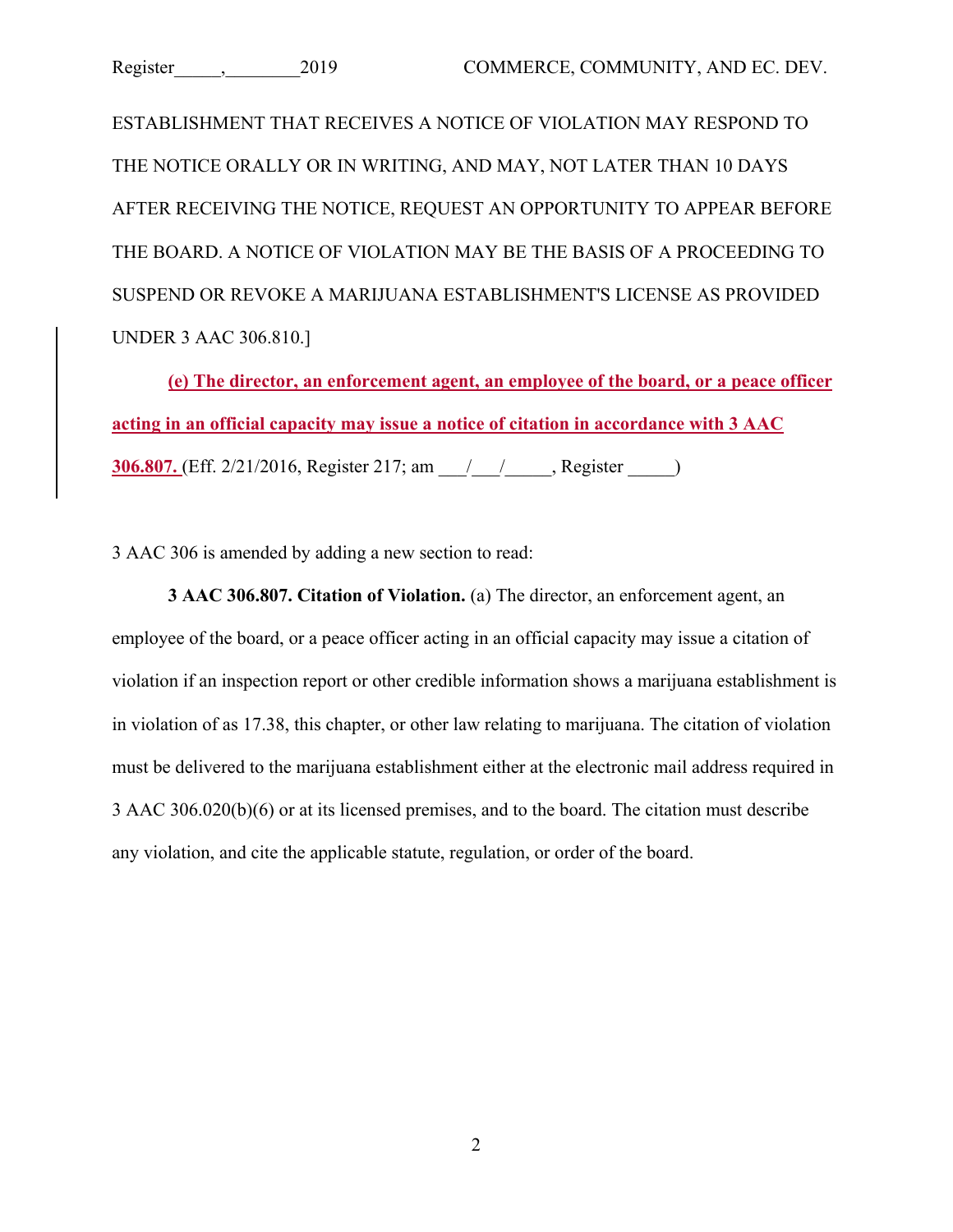ESTABLISHMENT THAT RECEIVES A NOTICE OF VIOLATION MAY RESPOND TO THE NOTICE ORALLY OR IN WRITING, AND MAY, NOT LATER THAN 10 DAYS AFTER RECEIVING THE NOTICE, REQUEST AN OPPORTUNITY TO APPEAR BEFORE THE BOARD. A NOTICE OF VIOLATION MAY BE THE BASIS OF A PROCEEDING TO SUSPEND OR REVOKE A MARIJUANA ESTABLISHMENT'S LICENSE AS PROVIDED UNDER 3 AAC 306.810.]

**(e) The director, an enforcement agent, an employee of the board, or a peace officer acting in an official capacity may issue a notice of citation in accordance with 3 AAC 306.807.** (Eff. 2/21/2016, Register 217; am \_\_\_/\_\_\_/\_\_\_\_\_, Register \_\_\_\_\_)

3 AAC 306 is amended by adding a new section to read:

**3 AAC 306.807. Citation of Violation.** (a) The director, an enforcement agent, an employee of the board, or a peace officer acting in an official capacity may issue a citation of violation if an inspection report or other credible information shows a marijuana establishment is in violation of as 17.38, this chapter, or other law relating to marijuana. The citation of violation must be delivered to the marijuana establishment either at the electronic mail address required in 3 AAC 306.020(b)(6) or at its licensed premises, and to the board. The citation must describe any violation, and cite the applicable statute, regulation, or order of the board.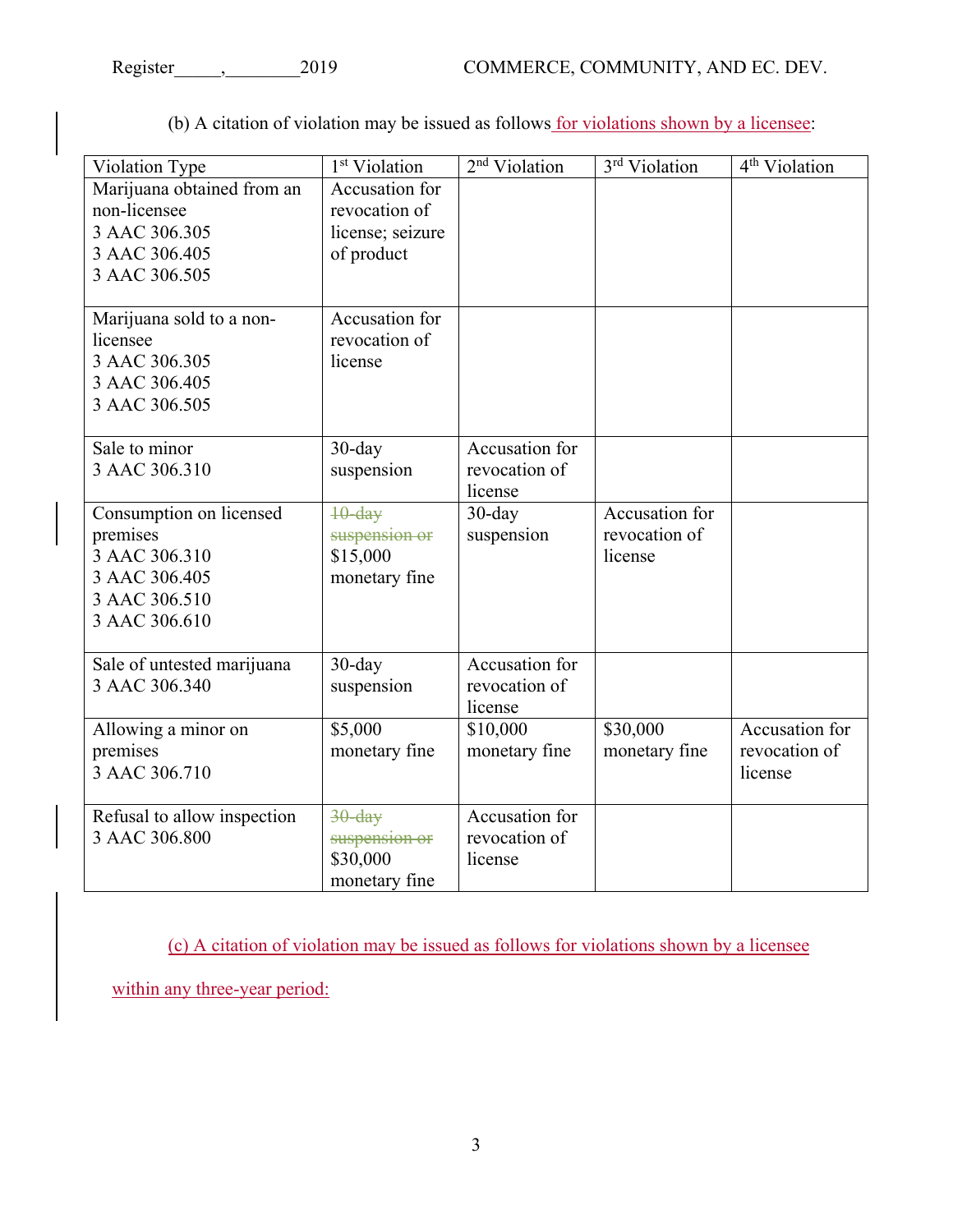(b) A citation of violation may be issued as follows <u>for violations shown by a licensee</u>:

| Violation Type | 1st Violation | 2nd Violation | 3rd Violation | 4th Violation |
|---|---|---|---|---|
| Marijuana obtained from an non-licensee 3 AAC 306.305 3 AAC 306.405 3 AAC 306.505 | Accusation for revocation of license; seizure of product | | | |
| Marijuana sold to a non-licensee 3 AAC 306.305 3 AAC 306.405 3 AAC 306.505 | Accusation for revocation of license | | | |
| Sale to minor 3 AAC 306.310 | 30-day suspension | Accusation for revocation of license | | |
| Consumption on licensed premises 3 AAC 306.310 3 AAC 306.405 3 AAC 306.510 3 AAC 306.610 | ~~10-day suspension or~~ $15,000 monetary fine | 30-day suspension | Accusation for revocation of license | |
| Sale of untested marijuana 3 AAC 306.340 | 30-day suspension | Accusation for revocation of license | | |
| Allowing a minor on premises 3 AAC 306.710 | $5,000 monetary fine | $10,000 monetary fine | $30,000 monetary fine | Accusation for revocation of license |
| Refusal to allow inspection 3 AAC 306.800 | ~~30-day suspension or~~ $30,000 monetary fine | Accusation for revocation of license | | |

<u>(c) A citation of violation may be issued as follows for violations shown by a licensee within any three-year period:</u>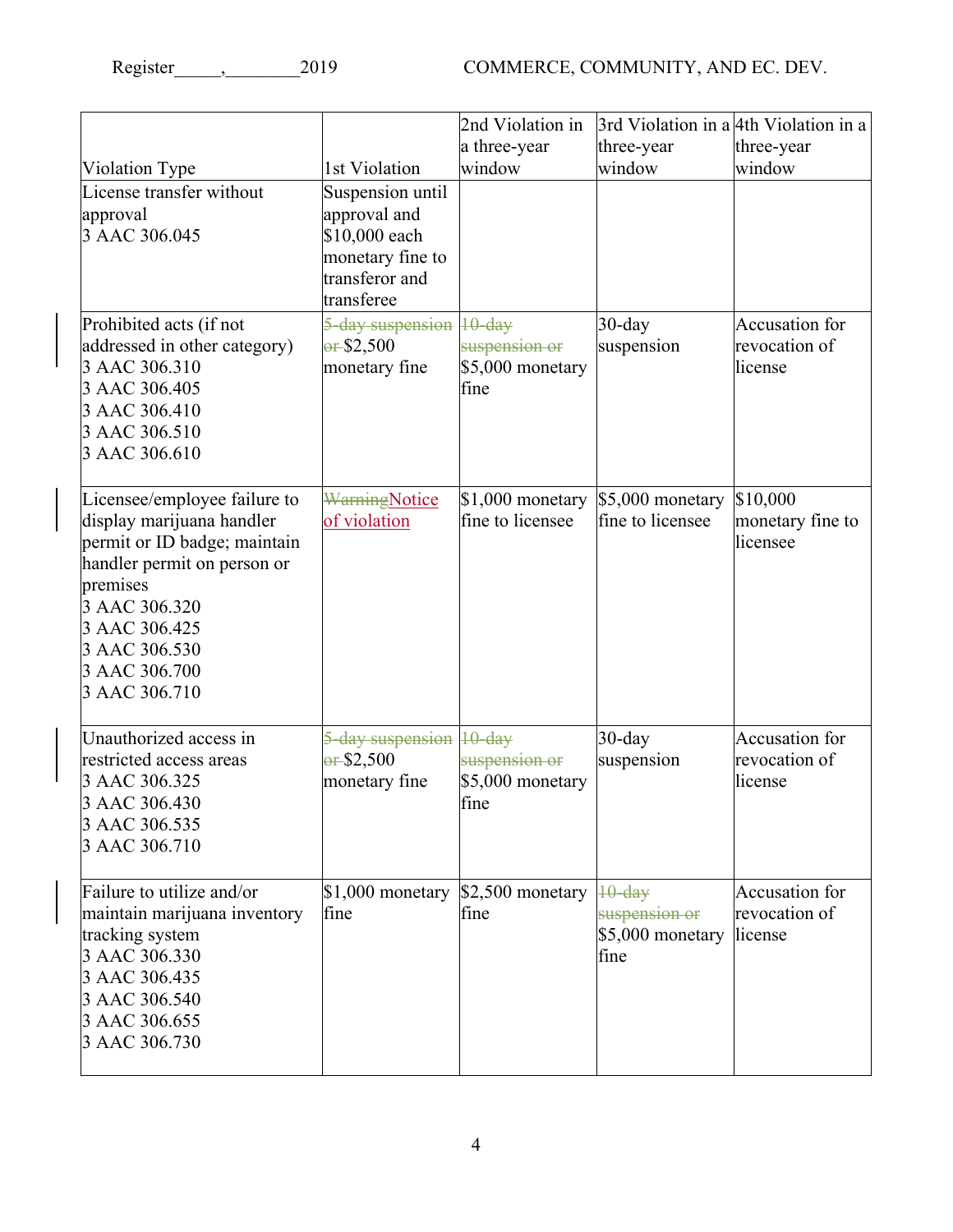| Violation Type | 1st Violation | 2nd Violation in a three-year window | 3rd Violation in a three-year window | 4th Violation in a three-year window |
|---|---|---|---|---|
| License transfer without approval<br>3 AAC 306.045 | Suspension until approval and $10,000 each monetary fine to transferor and transferee | | | |
| Prohibited acts (if not addressed in other category)<br>3 AAC 306.310<br>3 AAC 306.405<br>3 AAC 306.410<br>3 AAC 306.510<br>3 AAC 306.610 | ~~5-day suspension or~~ $2,500 monetary fine | ~~10-day suspension or~~ $5,000 monetary fine | 30-day suspension | Accusation for revocation of license |
| Licensee/employee failure to display marijuana handler permit or ID badge; maintain handler permit on person or premises<br>3 AAC 306.320<br>3 AAC 306.425<br>3 AAC 306.530<br>3 AAC 306.700<br>3 AAC 306.710 | ~~Warning~~Notice of violation | $1,000 monetary fine to licensee | $5,000 monetary fine to licensee | $10,000 monetary fine to licensee |
| Unauthorized access in restricted access areas<br>3 AAC 306.325<br>3 AAC 306.430<br>3 AAC 306.535<br>3 AAC 306.710 | ~~5-day suspension or~~ $2,500 monetary fine | ~~10-day suspension or~~ $5,000 monetary fine | 30-day suspension | Accusation for revocation of license |
| Failure to utilize and/or maintain marijuana inventory tracking system<br>3 AAC 306.330<br>3 AAC 306.435<br>3 AAC 306.540<br>3 AAC 306.655<br>3 AAC 306.730 | $1,000 monetary fine | $2,500 monetary fine | ~~10-day suspension or~~ $5,000 monetary fine | Accusation for revocation of license |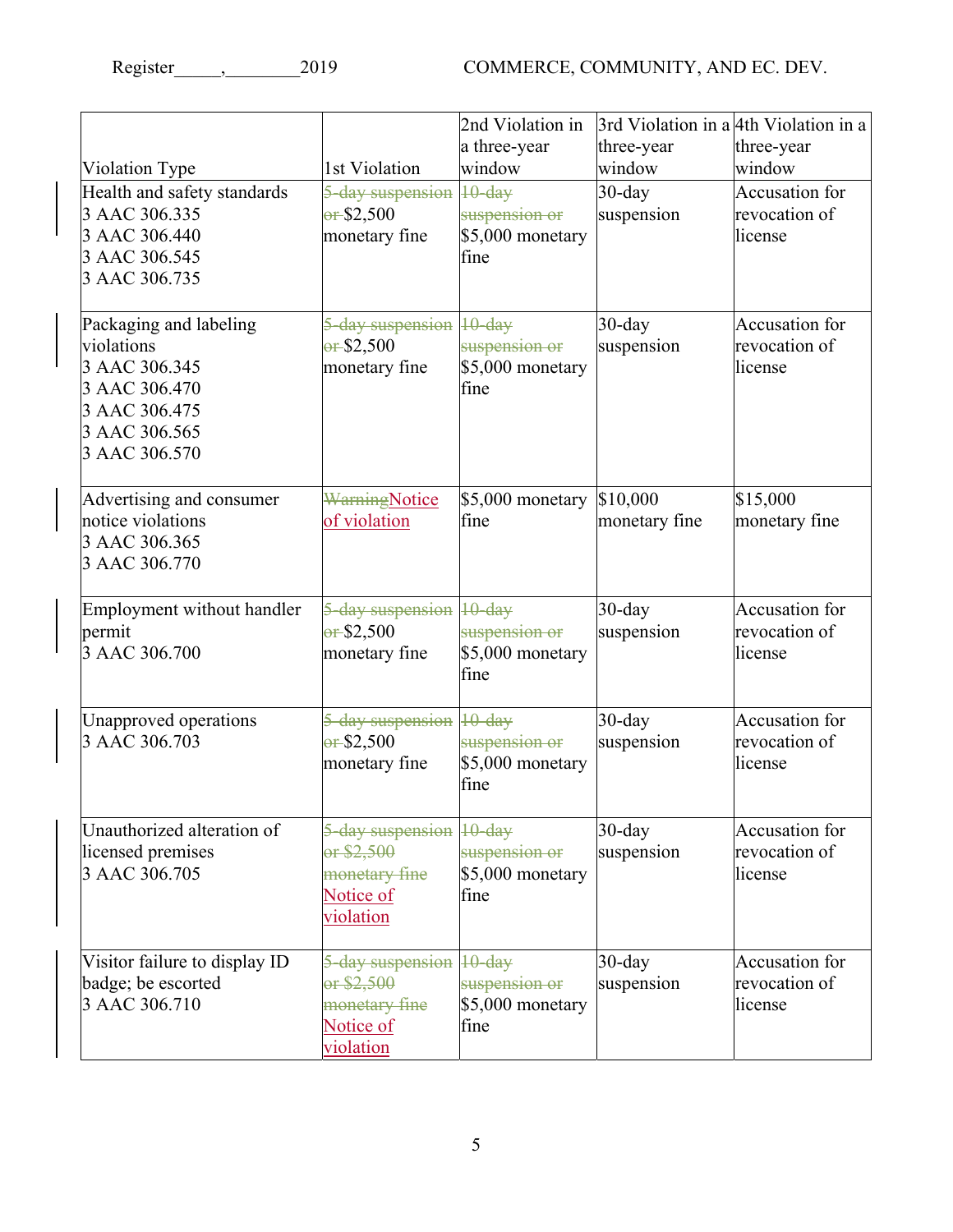| Violation Type | 1st Violation | 2nd Violation in a three-year window | 3rd Violation in a three-year window | 4th Violation in a three-year window |
|---|---|---|---|---|
| Health and safety standards<br>3 AAC 306.335<br>3 AAC 306.440<br>3 AAC 306.545<br>3 AAC 306.735 | ~~5-day suspension or~~ $2,500 monetary fine | ~~10-day suspension or~~ $5,000 monetary fine | 30-day suspension | Accusation for revocation of license |
| Packaging and labeling violations<br>3 AAC 306.345<br>3 AAC 306.470<br>3 AAC 306.475<br>3 AAC 306.565<br>3 AAC 306.570 | ~~5-day suspension or~~ $2,500 monetary fine | ~~10-day suspension or~~ $5,000 monetary fine | 30-day suspension | Accusation for revocation of license |
| Advertising and consumer notice violations<br>3 AAC 306.365<br>3 AAC 306.770 | ~~Warning~~Notice of violation | $5,000 monetary fine | $10,000 monetary fine | $15,000 monetary fine |
| Employment without handler permit<br>3 AAC 306.700 | ~~5-day suspension or~~ $2,500 monetary fine | ~~10-day suspension or~~ $5,000 monetary fine | 30-day suspension | Accusation for revocation of license |
| Unapproved operations<br>3 AAC 306.703 | ~~5-day suspension or~~ $2,500 monetary fine | ~~10-day suspension or~~ $5,000 monetary fine | 30-day suspension | Accusation for revocation of license |
| Unauthorized alteration of licensed premises<br>3 AAC 306.705 | ~~5-day suspension or $2,500 monetary fine~~ Notice of violation | ~~10-day suspension or~~ $5,000 monetary fine | 30-day suspension | Accusation for revocation of license |
| Visitor failure to display ID badge; be escorted<br>3 AAC 306.710 | ~~5-day suspension or $2,500 monetary fine~~ Notice of violation | ~~10-day suspension or~~ $5,000 monetary fine | 30-day suspension | Accusation for revocation of license |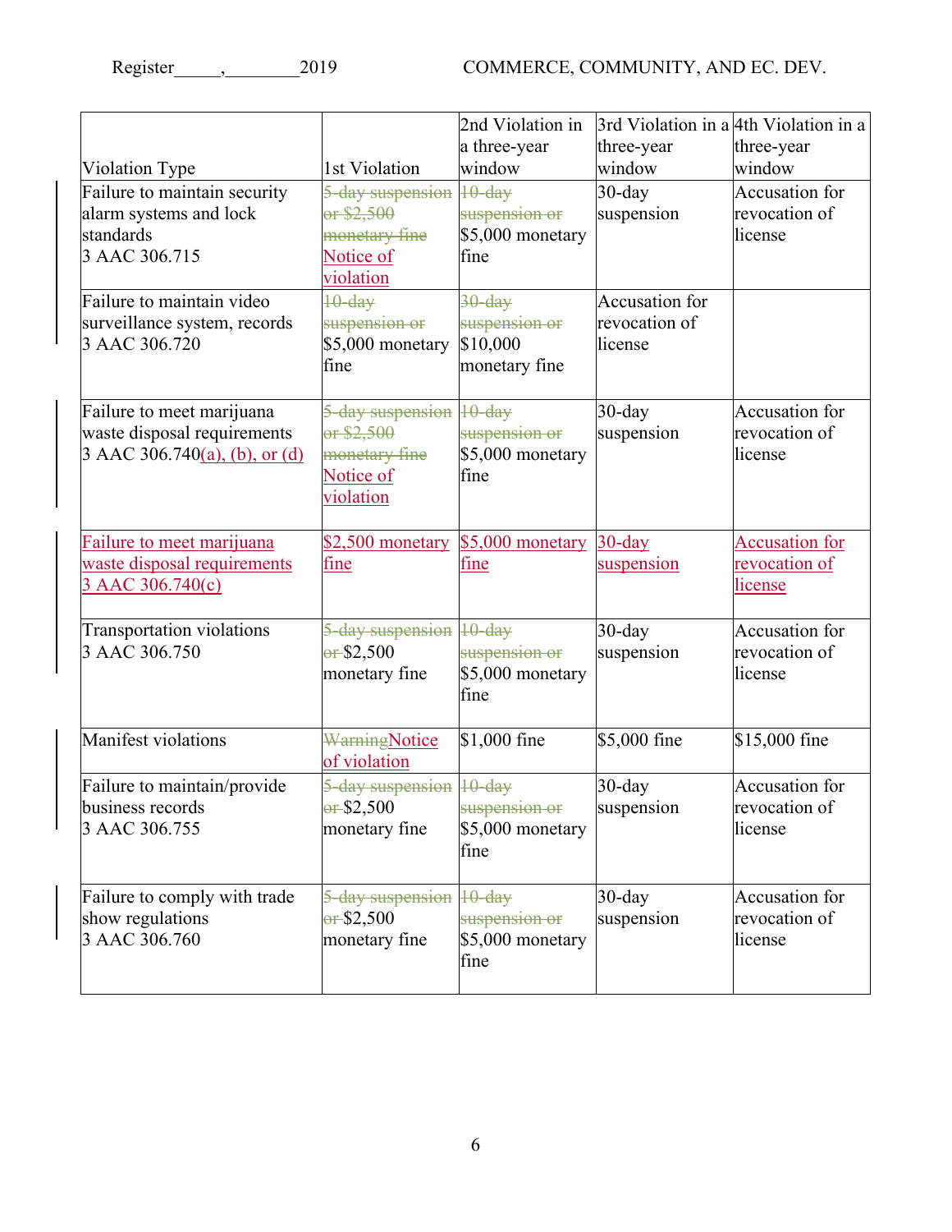| Violation Type | 1st Violation | 2nd Violation in a three-year window | 3rd Violation in a three-year window | 4th Violation in a three-year window |
|---|---|---|---|---|
| Failure to maintain security alarm systems and lock standards 3 AAC 306.715 | ~~5-day suspension or $2,500 monetary fine~~ <u>Notice of violation</u> | ~~10-day suspension or~~ $5,000 monetary fine | 30-day suspension | Accusation for revocation of license |
| Failure to maintain video surveillance system, records 3 AAC 306.720 | ~~10-day suspension or~~ $5,000 monetary fine | ~~30-day suspension or~~ $10,000 monetary fine | Accusation for revocation of license | |
| Failure to meet marijuana waste disposal requirements 3 AAC 306.740<u>(a), (b), or (d)</u> | ~~5-day suspension or $2,500 monetary fine~~ <u>Notice of violation</u> | ~~10-day suspension or~~ $5,000 monetary fine | 30-day suspension | Accusation for revocation of license |
| <u>Failure to meet marijuana waste disposal requirements 3 AAC 306.740(c)</u> | <u>$2,500 monetary fine</u> | <u>$5,000 monetary fine</u> | <u>30-day suspension</u> | <u>Accusation for revocation of license</u> |
| Transportation violations 3 AAC 306.750 | ~~5-day suspension or~~ $2,500 monetary fine | ~~10-day suspension or~~ $5,000 monetary fine | 30-day suspension | Accusation for revocation of license |
| Manifest violations | ~~Warning~~<u>Notice of violation</u> | $1,000 fine | $5,000 fine | $15,000 fine |
| Failure to maintain/provide business records 3 AAC 306.755 | ~~5-day suspension or~~ $2,500 monetary fine | ~~10-day suspension or~~ $5,000 monetary fine | 30-day suspension | Accusation for revocation of license |
| Failure to comply with trade show regulations 3 AAC 306.760 | ~~5-day suspension or~~ $2,500 monetary fine | ~~10-day suspension or~~ $5,000 monetary fine | 30-day suspension | Accusation for revocation of license |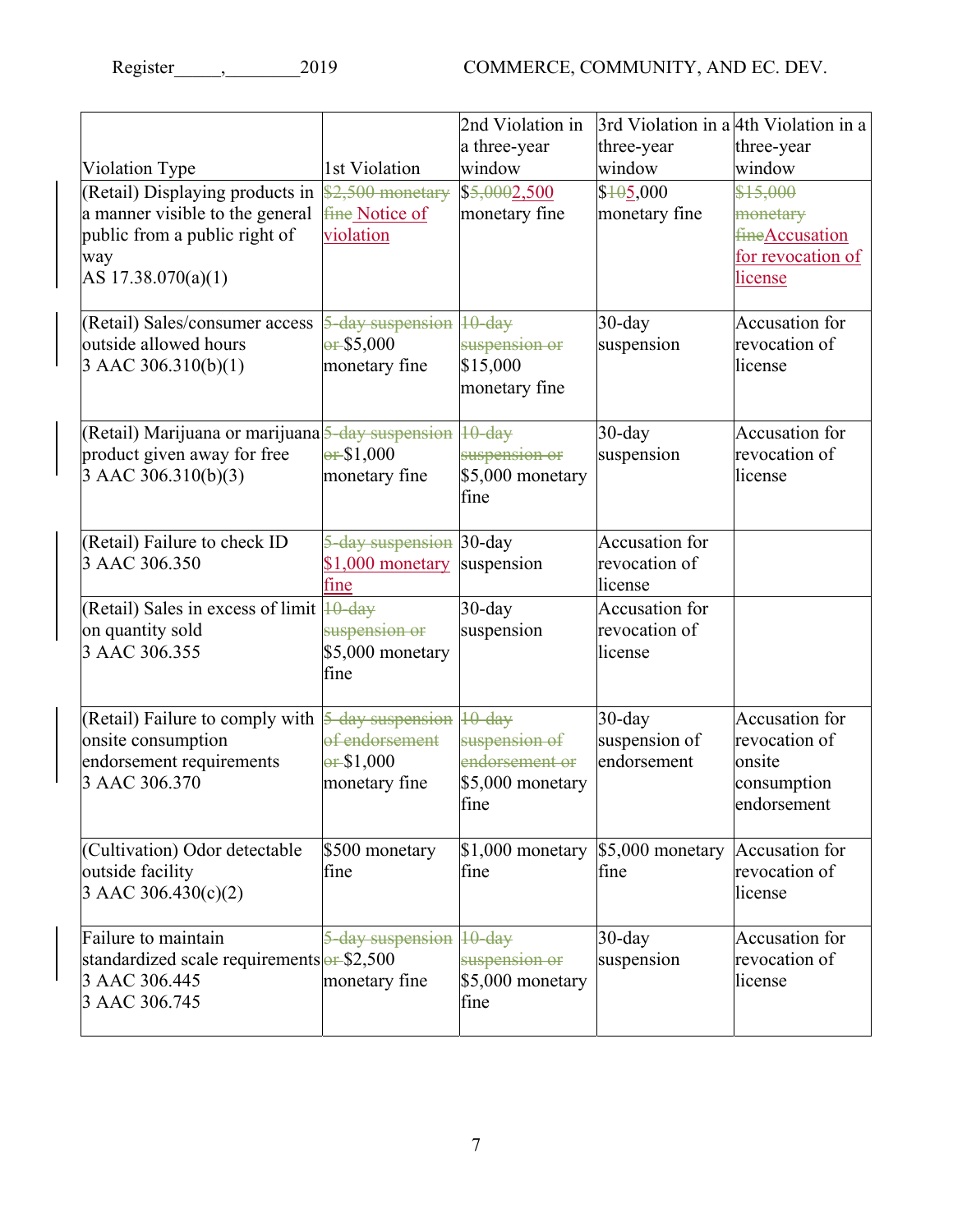| Violation Type | 1st Violation | 2nd Violation in a three-year window | 3rd Violation in a three-year window | 4th Violation in a three-year window |
|---|---|---|---|---|
| (Retail) Displaying products in a manner visible to the general public from a public right of way AS 17.38.070(a)(1) | ~~$2,500 monetary fine~~ Notice of violation | $~~5,000~~2,500 monetary fine | $~~10~~5,000 monetary fine | ~~$15,000 monetary fine~~Accusation for revocation of license |
| (Retail) Sales/consumer access outside allowed hours 3 AAC 306.310(b)(1) | ~~5-day suspension or~~ $5,000 monetary fine | ~~10-day suspension or~~ $15,000 monetary fine | 30-day suspension | Accusation for revocation of license |
| (Retail) Marijuana or marijuana product given away for free 3 AAC 306.310(b)(3) | ~~5-day suspension or~~ $1,000 monetary fine | ~~10-day suspension or~~ $5,000 monetary fine | 30-day suspension | Accusation for revocation of license |
| (Retail) Failure to check ID 3 AAC 306.350 | ~~5-day suspension~~ $1,000 monetary fine | 30-day suspension | Accusation for revocation of license | |
| (Retail) Sales in excess of limit on quantity sold 3 AAC 306.355 | ~~10-day suspension or~~ $5,000 monetary fine | 30-day suspension | Accusation for revocation of license | |
| (Retail) Failure to comply with onsite consumption endorsement requirements 3 AAC 306.370 | ~~5-day suspension of endorsement or~~ $1,000 monetary fine | ~~10-day suspension of endorsement or~~ $5,000 monetary fine | 30-day suspension of endorsement | Accusation for revocation of onsite consumption endorsement |
| (Cultivation) Odor detectable outside facility 3 AAC 306.430(c)(2) | $500 monetary fine | $1,000 monetary fine | $5,000 monetary fine | Accusation for revocation of license |
| Failure to maintain standardized scale requirements 3 AAC 306.445 3 AAC 306.745 | ~~5-day suspension or~~ $2,500 monetary fine | ~~10-day suspension or~~ $5,000 monetary fine | 30-day suspension | Accusation for revocation of license |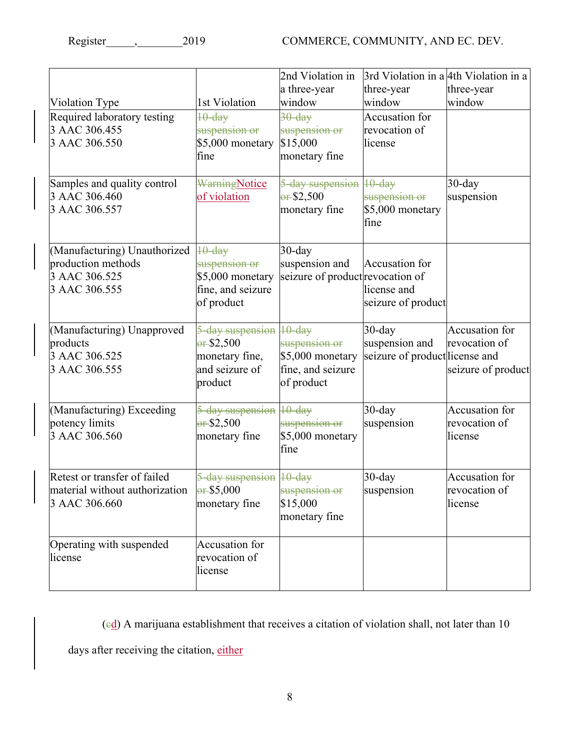| Violation Type | 1st Violation | 2nd Violation in a three-year window | 3rd Violation in a three-year window | 4th Violation in a three-year window |
|---|---|---|---|---|
| Required laboratory testing<br>3 AAC 306.455<br>3 AAC 306.550 | ~~10-day suspension or~~ $5,000 monetary fine | ~~30-day suspension or~~ $15,000 monetary fine | Accusation for revocation of license | |
| Samples and quality control<br>3 AAC 306.460<br>3 AAC 306.557 | ~~Warning~~Notice of violation | ~~5-day suspension or~~ $2,500 monetary fine | ~~10-day suspension or~~ $5,000 monetary fine | 30-day suspension |
| (Manufacturing) Unauthorized production methods<br>3 AAC 306.525<br>3 AAC 306.555 | ~~10-day suspension or~~ $5,000 monetary fine, and seizure of product | 30-day suspension and seizure of product | Accusation for revocation of license and seizure of product | |
| (Manufacturing) Unapproved products<br>3 AAC 306.525<br>3 AAC 306.555 | ~~5-day suspension or~~ $2,500 monetary fine, and seizure of product | ~~10-day suspension or~~ $5,000 monetary fine, and seizure of product | 30-day suspension and seizure of product | Accusation for revocation of license and seizure of product |
| (Manufacturing) Exceeding potency limits<br>3 AAC 306.560 | ~~5-day suspension or~~ $2,500 monetary fine | ~~10-day suspension or~~ $5,000 monetary fine | 30-day suspension | Accusation for revocation of license |
| Retest or transfer of failed material without authorization<br>3 AAC 306.660 | ~~5-day suspension or~~ $5,000 monetary fine | ~~10-day suspension or~~ $15,000 monetary fine | 30-day suspension | Accusation for revocation of license |
| Operating with suspended license | Accusation for revocation of license | | | |

(~~c~~d) A marijuana establishment that receives a citation of violation shall, not later than 10 days after receiving the citation, either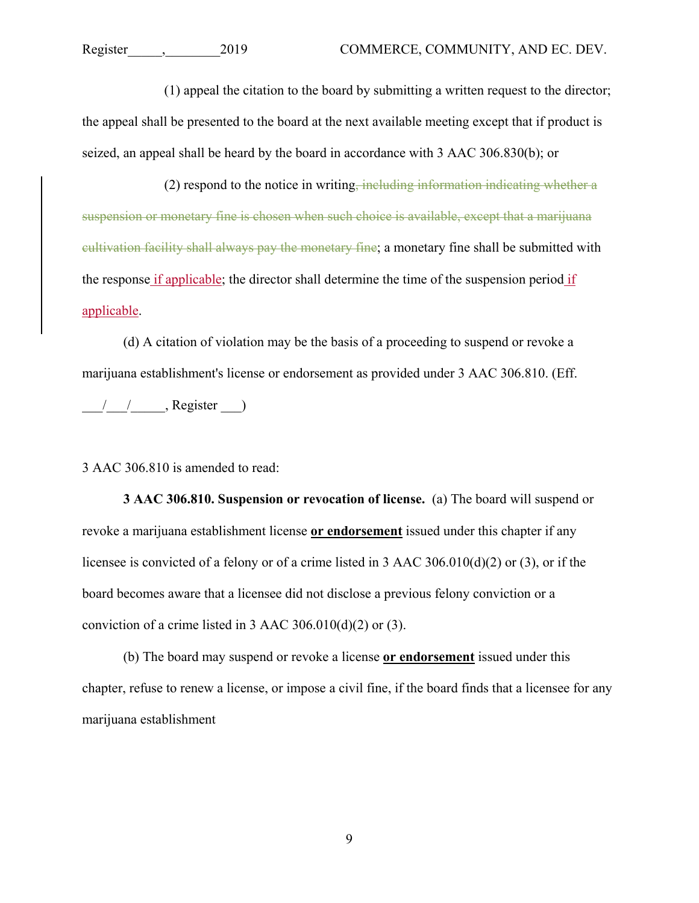(1) appeal the citation to the board by submitting a written request to the director; the appeal shall be presented to the board at the next available meeting except that if product is seized, an appeal shall be heard by the board in accordance with 3 AAC 306.830(b); or

(2) respond to the notice in writing~~, including information indicating whether a suspension or monetary fine is chosen when such choice is available, except that a marijuana cultivation facility shall always pay the monetary fine~~; a monetary fine shall be submitted with the response <u>if applicable</u>; the director shall determine the time of the suspension period <u>if applicable</u>.

(d) A citation of violation may be the basis of a proceeding to suspend or revoke a marijuana establishment's license or endorsement as provided under 3 AAC 306.810. (Eff. \_\_\_/\_\_\_/\_\_\_\_\_, Register \_\_\_)

3 AAC 306.810 is amended to read:

**3 AAC 306.810. Suspension or revocation of license.** (a) The board will suspend or revoke a marijuana establishment license **<u>or endorsement</u>** issued under this chapter if any licensee is convicted of a felony or of a crime listed in 3 AAC 306.010(d)(2) or (3), or if the board becomes aware that a licensee did not disclose a previous felony conviction or a conviction of a crime listed in 3 AAC 306.010(d)(2) or (3).

(b) The board may suspend or revoke a license **<u>or endorsement</u>** issued under this chapter, refuse to renew a license, or impose a civil fine, if the board finds that a licensee for any marijuana establishment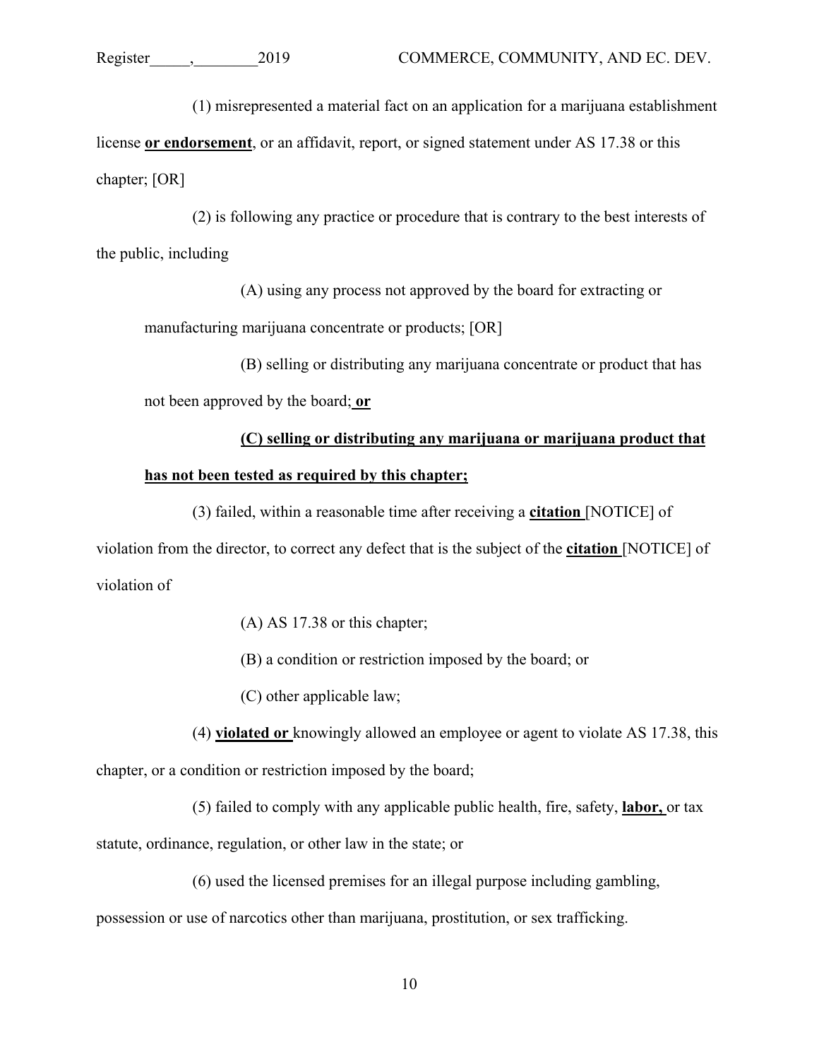(1) misrepresented a material fact on an application for a marijuana establishment license **<u>or endorsement</u>**, or an affidavit, report, or signed statement under AS 17.38 or this chapter; [OR]

(2) is following any practice or procedure that is contrary to the best interests of the public, including

(A) using any process not approved by the board for extracting or manufacturing marijuana concentrate or products; [OR]

(B) selling or distributing any marijuana concentrate or product that has not been approved by the board; **<u>or</u>**

**<u>(C) selling or distributing any marijuana or marijuana product that has not been tested as required by this chapter;</u>**

(3) failed, within a reasonable time after receiving a **<u>citation</u>** [NOTICE] of violation from the director, to correct any defect that is the subject of the **<u>citation</u>** [NOTICE] of violation of

(A) AS 17.38 or this chapter;

(B) a condition or restriction imposed by the board; or

(C) other applicable law;

(4) **<u>violated or</u>** knowingly allowed an employee or agent to violate AS 17.38, this chapter, or a condition or restriction imposed by the board;

(5) failed to comply with any applicable public health, fire, safety, **<u>labor,</u>** or tax statute, ordinance, regulation, or other law in the state; or

(6) used the licensed premises for an illegal purpose including gambling, possession or use of narcotics other than marijuana, prostitution, or sex trafficking.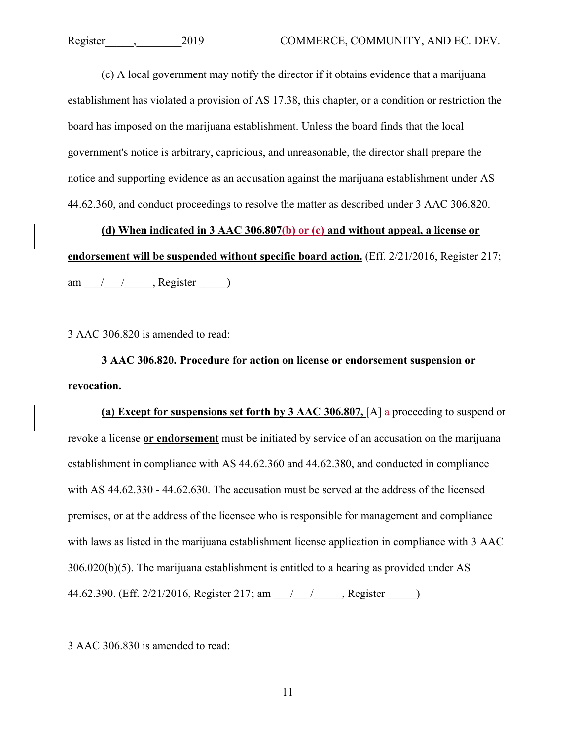(c) A local government may notify the director if it obtains evidence that a marijuana establishment has violated a provision of AS 17.38, this chapter, or a condition or restriction the board has imposed on the marijuana establishment. Unless the board finds that the local government's notice is arbitrary, capricious, and unreasonable, the director shall prepare the notice and supporting evidence as an accusation against the marijuana establishment under AS 44.62.360, and conduct proceedings to resolve the matter as described under 3 AAC 306.820.

**(d) When indicated in 3 AAC 306.807(b) or (c) and without appeal, a license or endorsement will be suspended without specific board action.** (Eff. 2/21/2016, Register 217; am \_\_\_/\_\_\_/\_\_\_\_\_, Register \_\_\_\_\_)

3 AAC 306.820 is amended to read:

**3 AAC 306.820. Procedure for action on license or endorsement suspension or revocation.**

**(a) Except for suspensions set forth by 3 AAC 306.807,** [A] a proceeding to suspend or revoke a license **or endorsement** must be initiated by service of an accusation on the marijuana establishment in compliance with AS 44.62.360 and 44.62.380, and conducted in compliance with AS 44.62.330 - 44.62.630. The accusation must be served at the address of the licensed premises, or at the address of the licensee who is responsible for management and compliance with laws as listed in the marijuana establishment license application in compliance with 3 AAC 306.020(b)(5). The marijuana establishment is entitled to a hearing as provided under AS 44.62.390. (Eff. 2/21/2016, Register 217; am \_\_\_/\_\_\_/\_\_\_\_\_, Register \_\_\_\_\_)

3 AAC 306.830 is amended to read: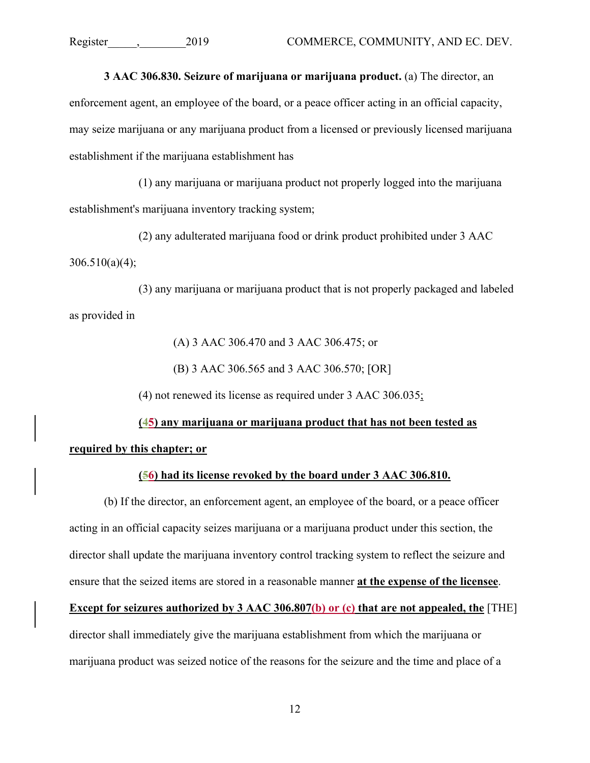**3 AAC 306.830. Seizure of marijuana or marijuana product.** (a) The director, an enforcement agent, an employee of the board, or a peace officer acting in an official capacity, may seize marijuana or any marijuana product from a licensed or previously licensed marijuana establishment if the marijuana establishment has

(1) any marijuana or marijuana product not properly logged into the marijuana establishment's marijuana inventory tracking system;

(2) any adulterated marijuana food or drink product prohibited under 3 AAC 306.510(a)(4);

(3) any marijuana or marijuana product that is not properly packaged and labeled as provided in

(A) 3 AAC 306.470 and 3 AAC 306.475; or

(B) 3 AAC 306.565 and 3 AAC 306.570; [OR]

(4) not renewed its license as required under 3 AAC 306.035<u>;</u>

<u>**(~~4~~5) any marijuana or marijuana product that has not been tested as required by this chapter; or**</u>

<u>**(~~5~~6) had its license revoked by the board under 3 AAC 306.810.**</u>

(b) If the director, an enforcement agent, an employee of the board, or a peace officer acting in an official capacity seizes marijuana or a marijuana product under this section, the director shall update the marijuana inventory control tracking system to reflect the seizure and ensure that the seized items are stored in a reasonable manner <u>**at the expense of the licensee**</u>. <u>**Except for seizures authorized by 3 AAC 306.807(b) or (c) that are not appealed, the**</u> [THE] director shall immediately give the marijuana establishment from which the marijuana or marijuana product was seized notice of the reasons for the seizure and the time and place of a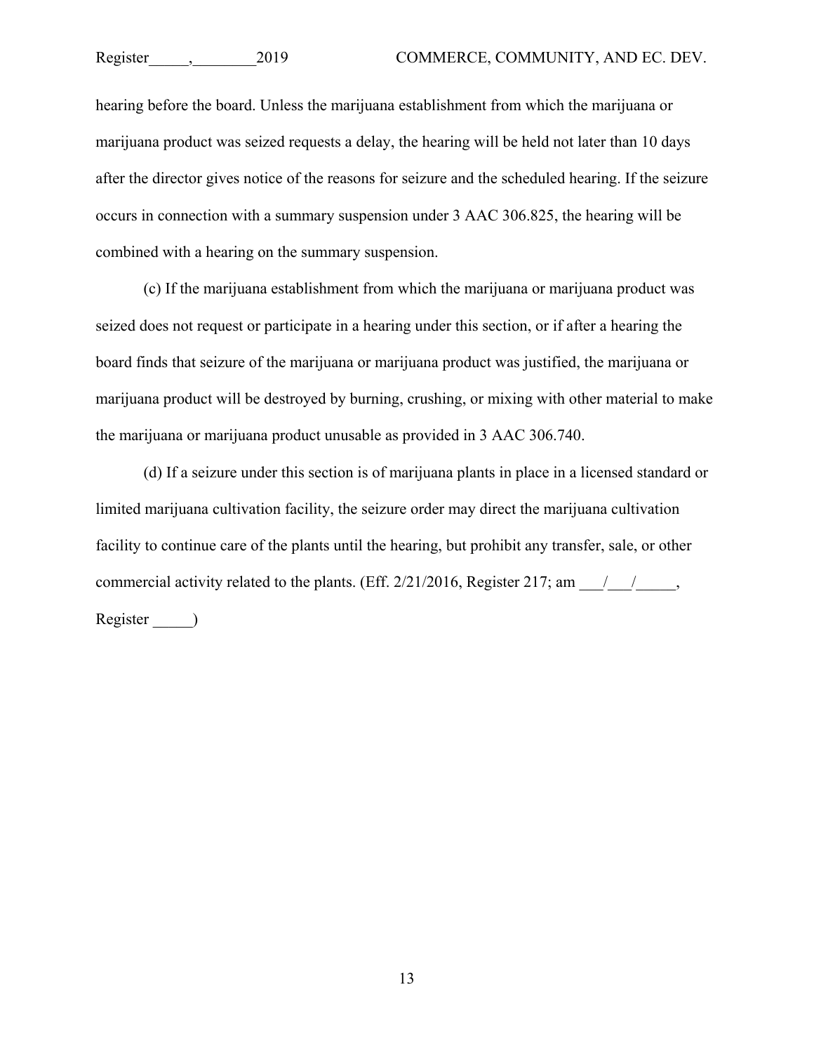hearing before the board. Unless the marijuana establishment from which the marijuana or marijuana product was seized requests a delay, the hearing will be held not later than 10 days after the director gives notice of the reasons for seizure and the scheduled hearing. If the seizure occurs in connection with a summary suspension under 3 AAC 306.825, the hearing will be combined with a hearing on the summary suspension.

(c) If the marijuana establishment from which the marijuana or marijuana product was seized does not request or participate in a hearing under this section, or if after a hearing the board finds that seizure of the marijuana or marijuana product was justified, the marijuana or marijuana product will be destroyed by burning, crushing, or mixing with other material to make the marijuana or marijuana product unusable as provided in 3 AAC 306.740.

(d) If a seizure under this section is of marijuana plants in place in a licensed standard or limited marijuana cultivation facility, the seizure order may direct the marijuana cultivation facility to continue care of the plants until the hearing, but prohibit any transfer, sale, or other commercial activity related to the plants. (Eff. 2/21/2016, Register 217; am \_\_\_/\_\_\_/\_\_\_\_\_, Register \_\_\_\_\_)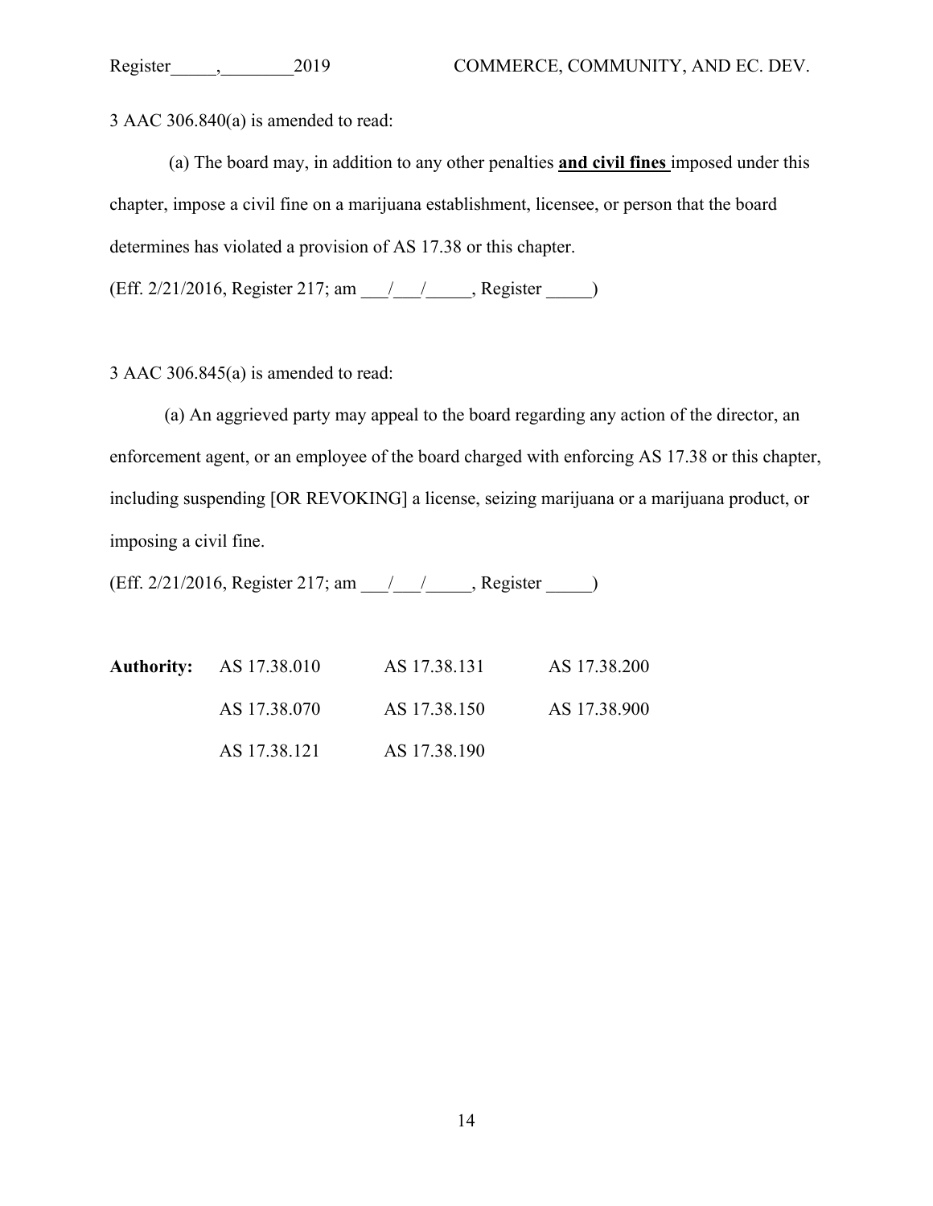3 AAC 306.840(a) is amended to read:

(a) The board may, in addition to any other penalties **and civil fines** imposed under this chapter, impose a civil fine on a marijuana establishment, licensee, or person that the board determines has violated a provision of AS 17.38 or this chapter.

(Eff. 2/21/2016, Register 217; am ___/___/_____, Register _____)

3 AAC 306.845(a) is amended to read:

(a) An aggrieved party may appeal to the board regarding any action of the director, an enforcement agent, or an employee of the board charged with enforcing AS 17.38 or this chapter, including suspending [OR REVOKING] a license, seizing marijuana or a marijuana product, or imposing a civil fine.

(Eff. 2/21/2016, Register 217; am ___/___/_____, Register _____)

| | | | |
|---|---|---|---|
| **Authority:** | AS 17.38.010 | AS 17.38.131 | AS 17.38.200 |
| | AS 17.38.070 | AS 17.38.150 | AS 17.38.900 |
| | AS 17.38.121 | AS 17.38.190 | |